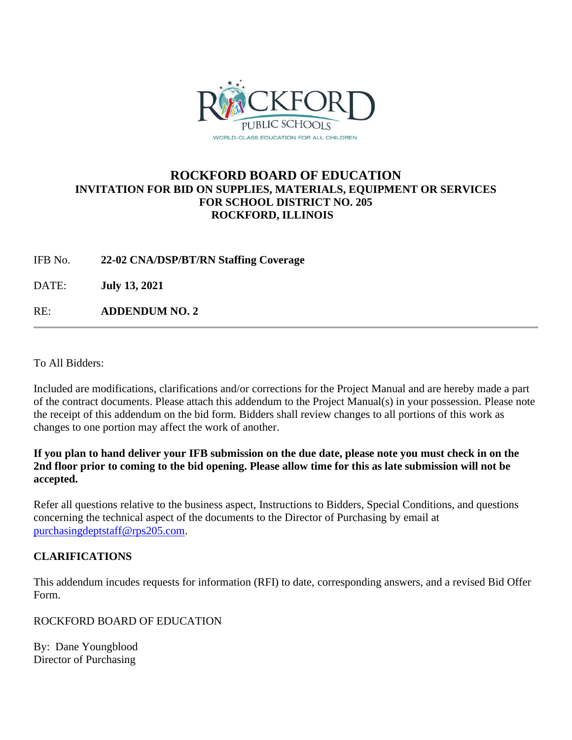ROCKFORD PUBLIC SCHOOLS

WORLD-CLASS EDUCATION FOR ALL CHILDREN

# ROCKFORD BOARD OF EDUCATION

## INVITATION FOR BID ON SUPPLIES, MATERIALS, EQUIPMENT OR SERVICES FOR SCHOOL DISTRICT NO. 205 ROCKFORD, ILLINOIS

IFB No. **22-02 CNA/DSP/BT/RN Staffing Coverage**

DATE: **July 13, 2021**

RE: **ADDENDUM NO. 2**

---

To All Bidders:

Included are modifications, clarifications and/or corrections for the Project Manual and are hereby made a part of the contract documents. Please attach this addendum to the Project Manual(s) in your possession. Please note the receipt of this addendum on the bid form. Bidders shall review changes to all portions of this work as changes to one portion may affect the work of another.

**If you plan to hand deliver your IFB submission on the due date, please note you must check in on the 2nd floor prior to coming to the bid opening. Please allow time for this as late submission will not be accepted.**

Refer all questions relative to the business aspect, Instructions to Bidders, Special Conditions, and questions concerning the technical aspect of the documents to the Director of Purchasing by email at purchasingdeptstaff@rps205.com.

### CLARIFICATIONS

This addendum incudes requests for information (RFI) to date, corresponding answers, and a revised Bid Offer Form.

ROCKFORD BOARD OF EDUCATION

By: Dane Youngblood
Director of Purchasing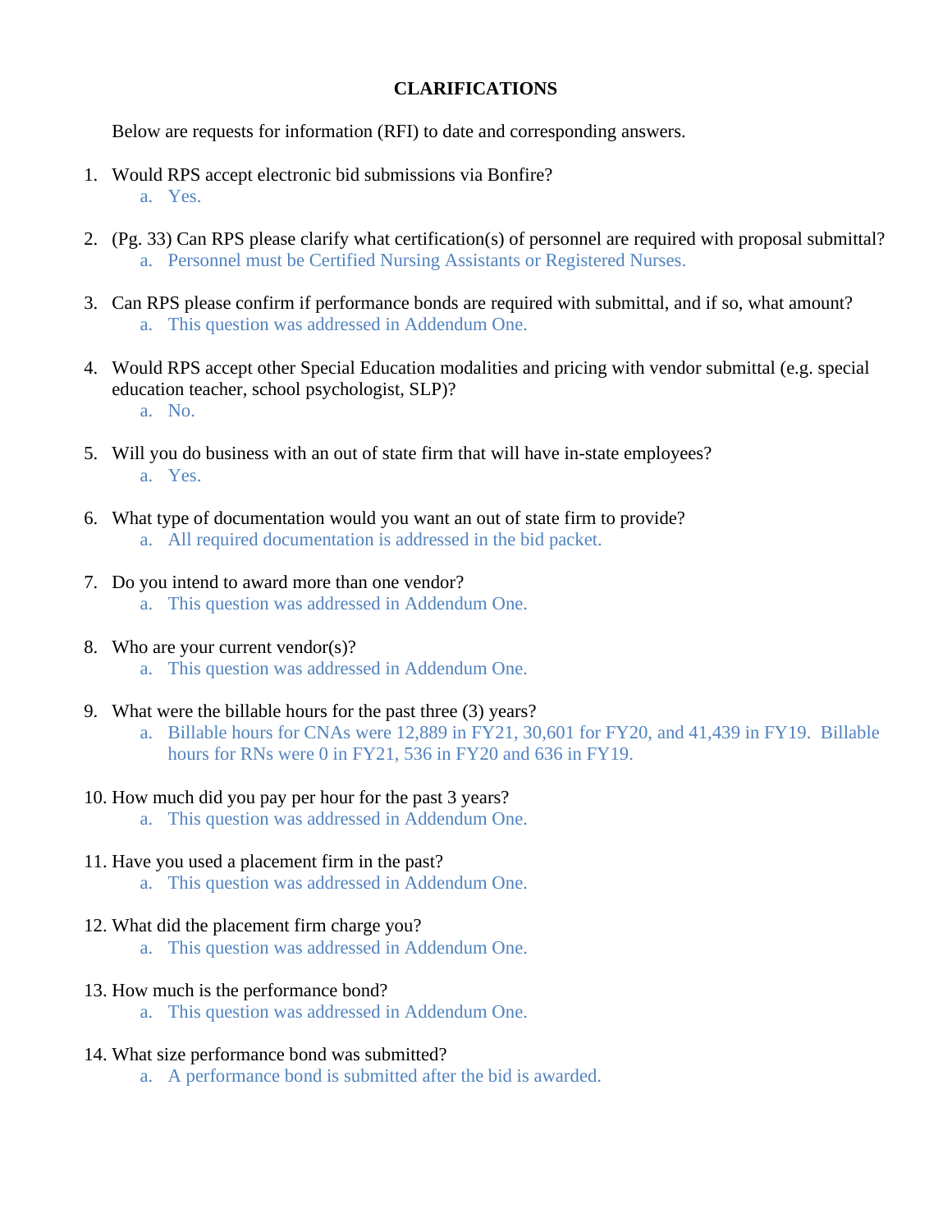# CLARIFICATIONS

Below are requests for information (RFI) to date and corresponding answers.

1. Would RPS accept electronic bid submissions via Bonfire?
   a. Yes.

2. (Pg. 33) Can RPS please clarify what certification(s) of personnel are required with proposal submittal?
   a. Personnel must be Certified Nursing Assistants or Registered Nurses.

3. Can RPS please confirm if performance bonds are required with submittal, and if so, what amount?
   a. This question was addressed in Addendum One.

4. Would RPS accept other Special Education modalities and pricing with vendor submittal (e.g. special education teacher, school psychologist, SLP)?
   a. No.

5. Will you do business with an out of state firm that will have in-state employees?
   a. Yes.

6. What type of documentation would you want an out of state firm to provide?
   a. All required documentation is addressed in the bid packet.

7. Do you intend to award more than one vendor?
   a. This question was addressed in Addendum One.

8. Who are your current vendor(s)?
   a. This question was addressed in Addendum One.

9. What were the billable hours for the past three (3) years?
   a. Billable hours for CNAs were 12,889 in FY21, 30,601 for FY20, and 41,439 in FY19. Billable hours for RNs were 0 in FY21, 536 in FY20 and 636 in FY19.

10. How much did you pay per hour for the past 3 years?
    a. This question was addressed in Addendum One.

11. Have you used a placement firm in the past?
    a. This question was addressed in Addendum One.

12. What did the placement firm charge you?
    a. This question was addressed in Addendum One.

13. How much is the performance bond?
    a. This question was addressed in Addendum One.

14. What size performance bond was submitted?
    a. A performance bond is submitted after the bid is awarded.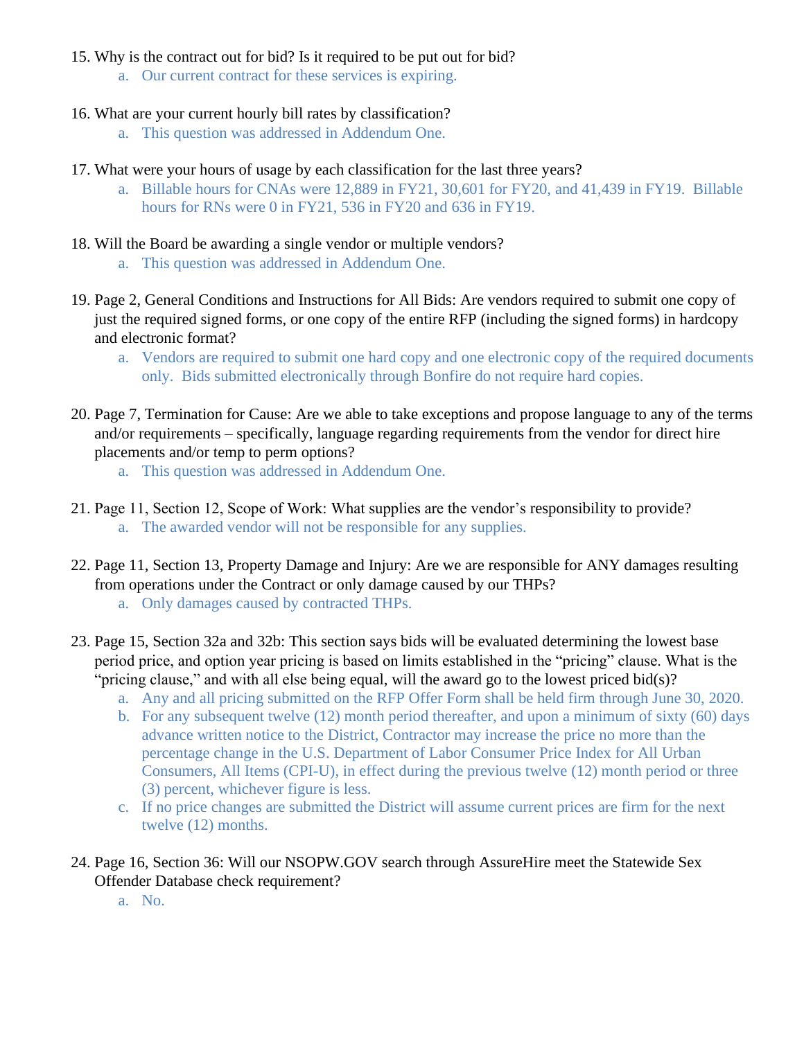15. Why is the contract out for bid? Is it required to be put out for bid?
    a. Our current contract for these services is expiring.

16. What are your current hourly bill rates by classification?
    a. This question was addressed in Addendum One.

17. What were your hours of usage by each classification for the last three years?
    a. Billable hours for CNAs were 12,889 in FY21, 30,601 for FY20, and 41,439 in FY19. Billable hours for RNs were 0 in FY21, 536 in FY20 and 636 in FY19.

18. Will the Board be awarding a single vendor or multiple vendors?
    a. This question was addressed in Addendum One.

19. Page 2, General Conditions and Instructions for All Bids: Are vendors required to submit one copy of just the required signed forms, or one copy of the entire RFP (including the signed forms) in hardcopy and electronic format?
    a. Vendors are required to submit one hard copy and one electronic copy of the required documents only. Bids submitted electronically through Bonfire do not require hard copies.

20. Page 7, Termination for Cause: Are we able to take exceptions and propose language to any of the terms and/or requirements – specifically, language regarding requirements from the vendor for direct hire placements and/or temp to perm options?
    a. This question was addressed in Addendum One.

21. Page 11, Section 12, Scope of Work: What supplies are the vendor's responsibility to provide?
    a. The awarded vendor will not be responsible for any supplies.

22. Page 11, Section 13, Property Damage and Injury: Are we are responsible for ANY damages resulting from operations under the Contract or only damage caused by our THPs?
    a. Only damages caused by contracted THPs.

23. Page 15, Section 32a and 32b: This section says bids will be evaluated determining the lowest base period price, and option year pricing is based on limits established in the "pricing" clause. What is the "pricing clause," and with all else being equal, will the award go to the lowest priced bid(s)?
    a. Any and all pricing submitted on the RFP Offer Form shall be held firm through June 30, 2020.
    b. For any subsequent twelve (12) month period thereafter, and upon a minimum of sixty (60) days advance written notice to the District, Contractor may increase the price no more than the percentage change in the U.S. Department of Labor Consumer Price Index for All Urban Consumers, All Items (CPI-U), in effect during the previous twelve (12) month period or three (3) percent, whichever figure is less.
    c. If no price changes are submitted the District will assume current prices are firm for the next twelve (12) months.

24. Page 16, Section 36: Will our NSOPW.GOV search through AssureHire meet the Statewide Sex Offender Database check requirement?
    a. No.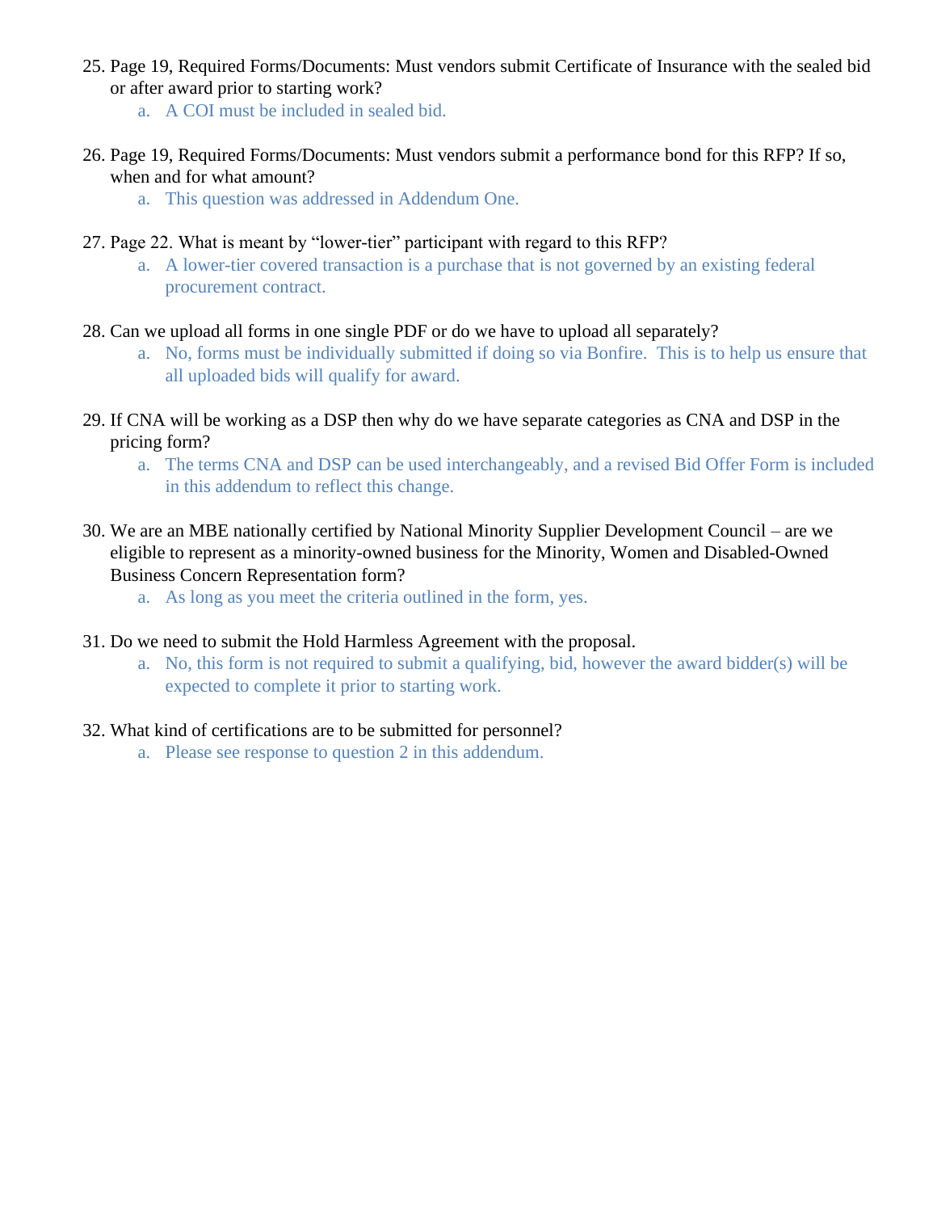25. Page 19, Required Forms/Documents: Must vendors submit Certificate of Insurance with the sealed bid or after award prior to starting work?
    a. A COI must be included in sealed bid.

26. Page 19, Required Forms/Documents: Must vendors submit a performance bond for this RFP? If so, when and for what amount?
    a. This question was addressed in Addendum One.

27. Page 22. What is meant by "lower-tier" participant with regard to this RFP?
    a. A lower-tier covered transaction is a purchase that is not governed by an existing federal procurement contract.

28. Can we upload all forms in one single PDF or do we have to upload all separately?
    a. No, forms must be individually submitted if doing so via Bonfire. This is to help us ensure that all uploaded bids will qualify for award.

29. If CNA will be working as a DSP then why do we have separate categories as CNA and DSP in the pricing form?
    a. The terms CNA and DSP can be used interchangeably, and a revised Bid Offer Form is included in this addendum to reflect this change.

30. We are an MBE nationally certified by National Minority Supplier Development Council – are we eligible to represent as a minority-owned business for the Minority, Women and Disabled-Owned Business Concern Representation form?
    a. As long as you meet the criteria outlined in the form, yes.

31. Do we need to submit the Hold Harmless Agreement with the proposal.
    a. No, this form is not required to submit a qualifying, bid, however the award bidder(s) will be expected to complete it prior to starting work.

32. What kind of certifications are to be submitted for personnel?
    a. Please see response to question 2 in this addendum.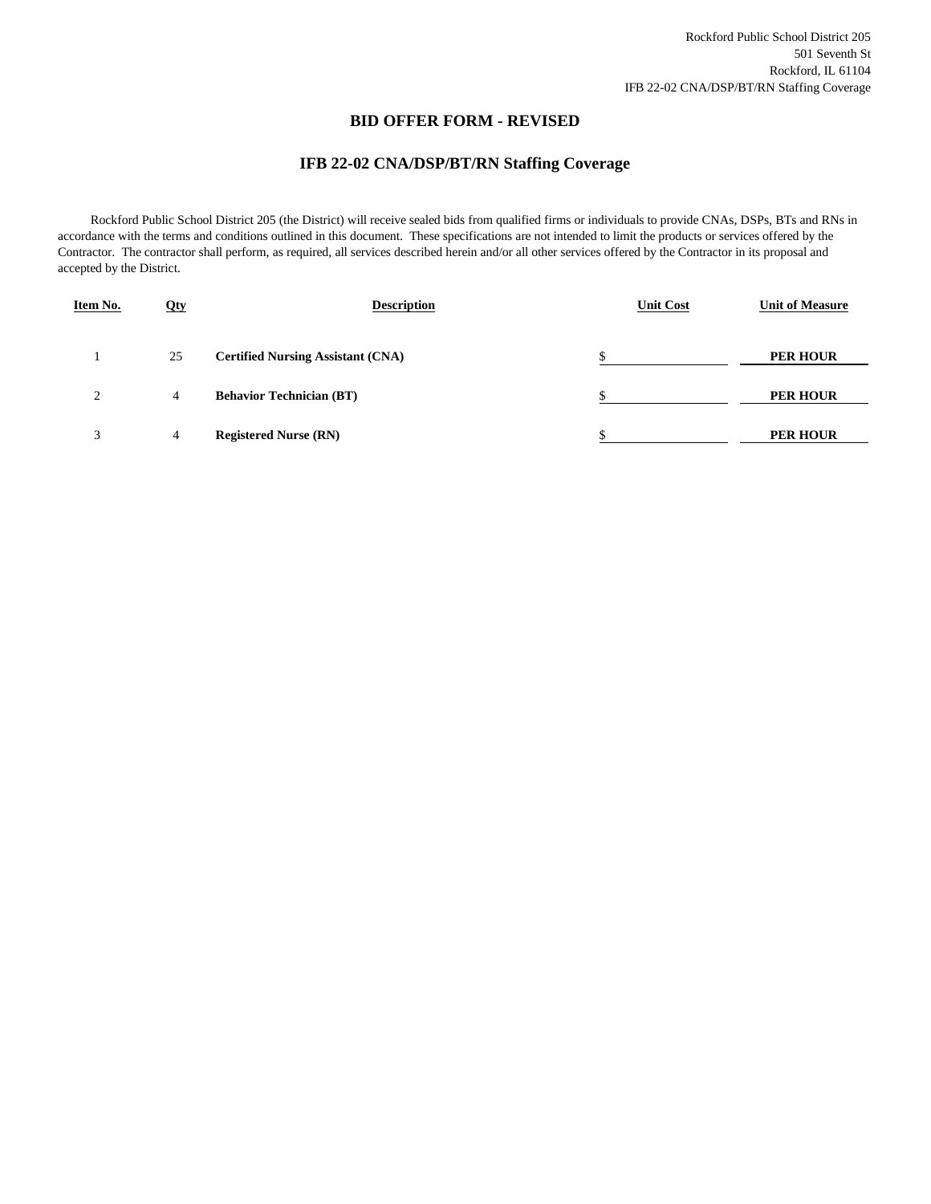Rockford Public School District 205
501 Seventh St
Rockford, IL 61104
IFB 22-02 CNA/DSP/BT/RN Staffing Coverage

## BID OFFER FORM - REVISED

## IFB 22-02 CNA/DSP/BT/RN Staffing Coverage

Rockford Public School District 205 (the District) will receive sealed bids from qualified firms or individuals to provide CNAs, DSPs, BTs and RNs in accordance with the terms and conditions outlined in this document. These specifications are not intended to limit the products or services offered by the Contractor. The contractor shall perform, as required, all services described herein and/or all other services offered by the Contractor in its proposal and accepted by the District.

| Item No. | Qty | Description | Unit Cost | Unit of Measure |
|---|---|---|---|---|
| 1 | 25 | **Certified Nursing Assistant (CNA)** | $ | **PER HOUR** |
| 2 | 4 | **Behavior Technician (BT)** | $ | **PER HOUR** |
| 3 | 4 | **Registered Nurse (RN)** | $ | **PER HOUR** |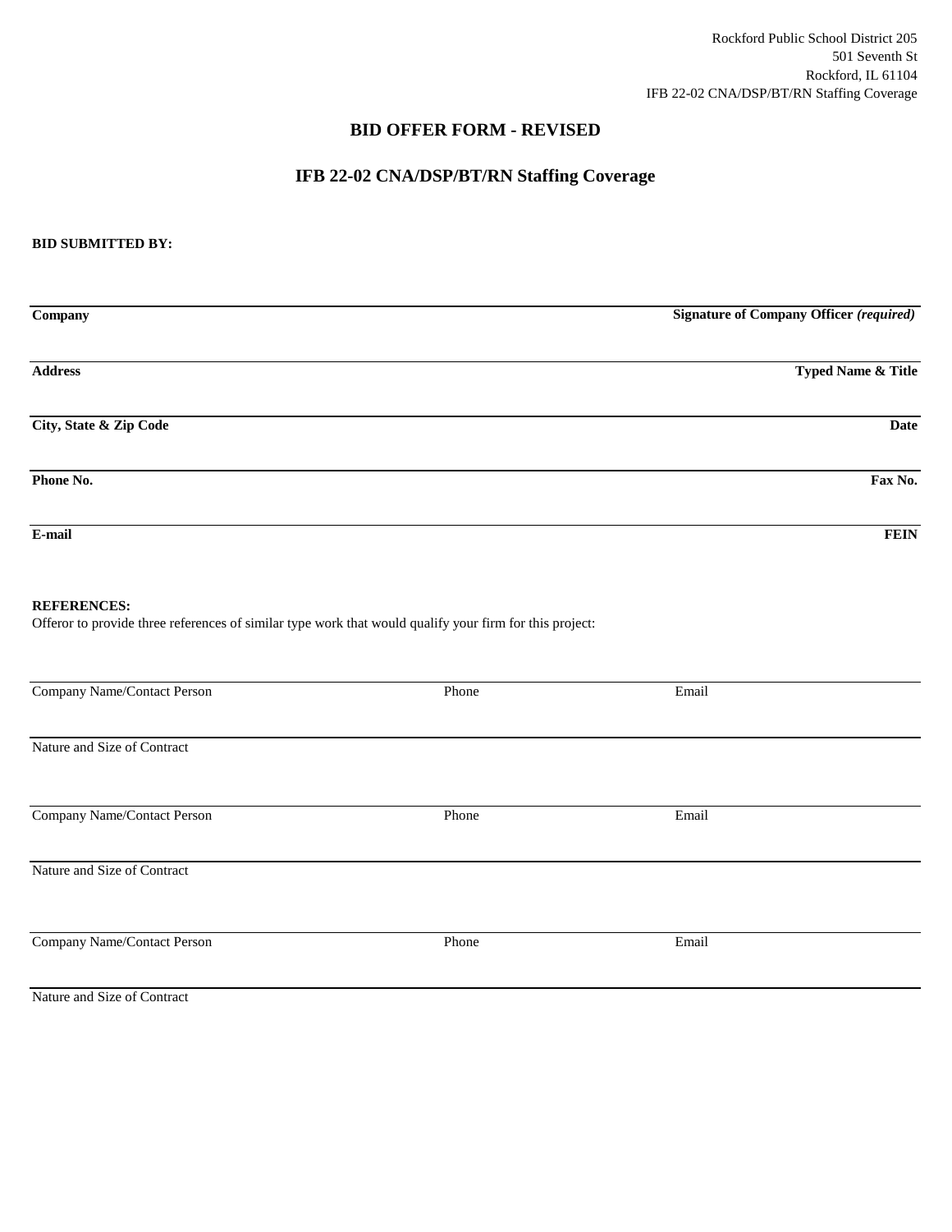Rockford Public School District 205
501 Seventh St
Rockford, IL 61104
IFB 22-02 CNA/DSP/BT/RN Staffing Coverage

## BID OFFER FORM - REVISED

## IFB 22-02 CNA/DSP/BT/RN Staffing Coverage

**BID SUBMITTED BY:**

| | |
|---|---|
| **Company** | **Signature of Company Officer *(required)*** |
| **Address** | **Typed Name & Title** |
| **City, State & Zip Code** | **Date** |
| **Phone No.** | **Fax No.** |
| **E-mail** | **FEIN** |

**REFERENCES:**
Offeror to provide three references of similar type work that would qualify your firm for this project:

| | | |
|---|---|---|
| Company Name/Contact Person | Phone | Email |
| Nature and Size of Contract | | |
| Company Name/Contact Person | Phone | Email |
| Nature and Size of Contract | | |
| Company Name/Contact Person | Phone | Email |
| Nature and Size of Contract | | |